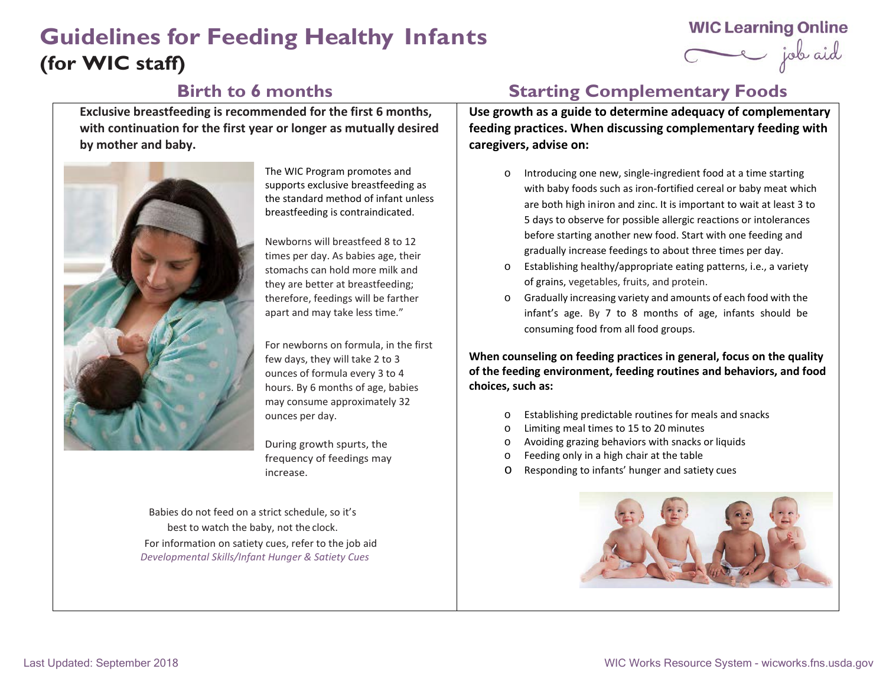# Guidelines for Feeding Healthy Infants

## (for WIC staff)

WIC Learning Online job aid

## Birth to 6 months

**Exclusive breastfeeding is recommended for the first 6 months, with continuation for the first year or longer as mutually desired by mother and baby.**

The WIC Program promotes and supports exclusive breastfeeding as the standard method of infant unless breastfeeding is contraindicated.

Newborns will breastfeed 8 to 12 times per day. As babies age, their stomachs can hold more milk and they are better at breastfeeding; therefore, feedings will be farther apart and may take less time."

For newborns on formula, in the first few days, they will take 2 to 3 ounces of formula every 3 to 4 hours. By 6 months of age, babies may consume approximately 32 ounces per day.

During growth spurts, the frequency of feedings may increase.

Babies do not feed on a strict schedule, so it's best to watch the baby, not the clock.

For information on satiety cues, refer to the job aid *Developmental Skills/Infant Hunger & Satiety Cues*

## Starting Complementary Foods

**Use growth as a guide to determine adequacy of complementary feeding practices. When discussing complementary feeding with caregivers, advise on:**

- Introducing one new, single-ingredient food at a time starting with baby foods such as iron-fortified cereal or baby meat which are both high in iron and zinc. It is important to wait at least 3 to 5 days to observe for possible allergic reactions or intolerances before starting another new food. Start with one feeding and gradually increase feedings to about three times per day.
- Establishing healthy/appropriate eating patterns, i.e., a variety of grains, vegetables, fruits, and protein.
- Gradually increasing variety and amounts of each food with the infant's age. By 7 to 8 months of age, infants should be consuming food from all food groups.

**When counseling on feeding practices in general, focus on the quality of the feeding environment, feeding routines and behaviors, and food choices, such as:**

- Establishing predictable routines for meals and snacks
- Limiting meal times to 15 to 20 minutes
- Avoiding grazing behaviors with snacks or liquids
- Feeding only in a high chair at the table
- Responding to infants' hunger and satiety cues

Last Updated: September 2018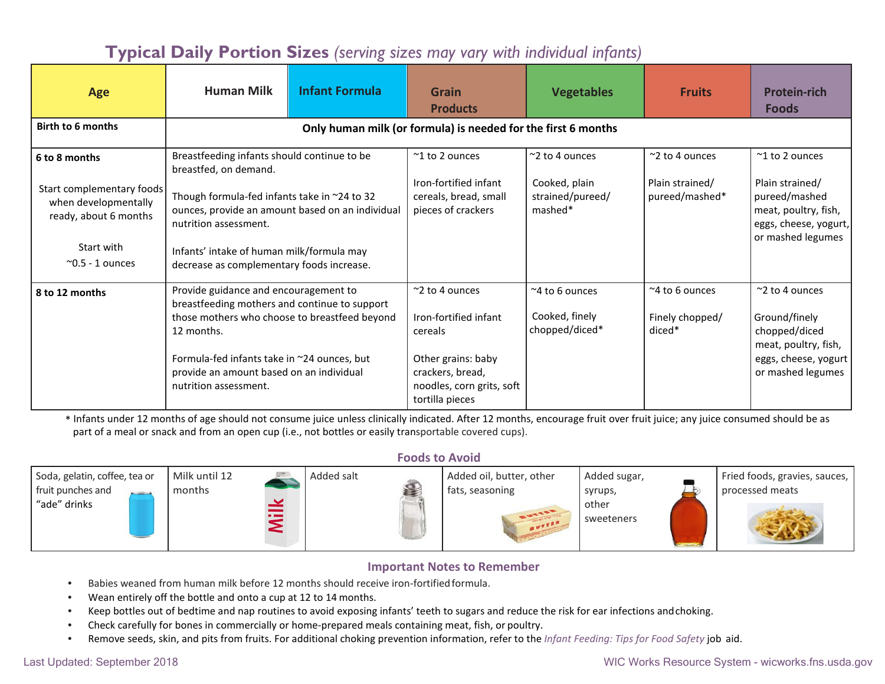## Typical Daily Portion Sizes *(serving sizes may vary with individual infants)*

| Age | Human Milk | Infant Formula | Grain Products | Vegetables | Fruits | Protein-rich Foods |
|---|---|---|---|---|---|---|
| Birth to 6 months | Only human milk (or formula) is needed for the first 6 months | | | | | |
| **6 to 8 months**<br><br>Start complementary foods when developmentally ready, about 6 months<br><br>Start with ~0.5 - 1 ounces | Breastfeeding infants should continue to be breastfed, on demand.<br><br>Though formula-fed infants take in ~24 to 32 ounces, provide an amount based on an individual nutrition assessment.<br><br>Infants' intake of human milk/formula may decrease as complementary foods increase. | | ~1 to 2 ounces<br><br>Iron-fortified infant cereals, bread, small pieces of crackers | ~2 to 4 ounces<br><br>Cooked, plain strained/pureed/ mashed* | ~2 to 4 ounces<br><br>Plain strained/ pureed/mashed* | ~1 to 2 ounces<br><br>Plain strained/ pureed/mashed meat, poultry, fish, eggs, cheese, yogurt, or mashed legumes |
| **8 to 12 months** | Provide guidance and encouragement to breastfeeding mothers and continue to support those mothers who choose to breastfeed beyond 12 months.<br><br>Formula-fed infants take in ~24 ounces, but provide an amount based on an individual nutrition assessment. | | ~2 to 4 ounces<br><br>Iron-fortified infant cereals<br><br>Other grains: baby crackers, bread, noodles, corn grits, soft tortilla pieces | ~4 to 6 ounces<br><br>Cooked, finely chopped/diced* | ~4 to 6 ounces<br><br>Finely chopped/ diced* | ~2 to 4 ounces<br><br>Ground/finely chopped/diced meat, poultry, fish, eggs, cheese, yogurt or mashed legumes |

\* Infants under 12 months of age should not consume juice unless clinically indicated. After 12 months, encourage fruit over fruit juice; any juice consumed should be as part of a meal or snack and from an open cup (i.e., not bottles or easily transportable covered cups).

### Foods to Avoid

| | | | | | |
|---|---|---|---|---|---|
| Soda, gelatin, coffee, tea or fruit punches and "ade" drinks | Milk until 12 months | Added salt | Added oil, butter, other fats, seasoning | Added sugar, syrups, other sweeteners | Fried foods, gravies, sauces, processed meats |

### Important Notes to Remember

- Babies weaned from human milk before 12 months should receive iron-fortified formula.
- Wean entirely off the bottle and onto a cup at 12 to 14 months.
- Keep bottles out of bedtime and nap routines to avoid exposing infants' teeth to sugars and reduce the risk for ear infections and choking.
- Check carefully for bones in commercially or home-prepared meals containing meat, fish, or poultry.
- Remove seeds, skin, and pits from fruits. For additional choking prevention information, refer to the *Infant Feeding: Tips for Food Safety* job aid.

Last Updated: September 2018

WIC Works Resource System - wicworks.fns.usda.gov